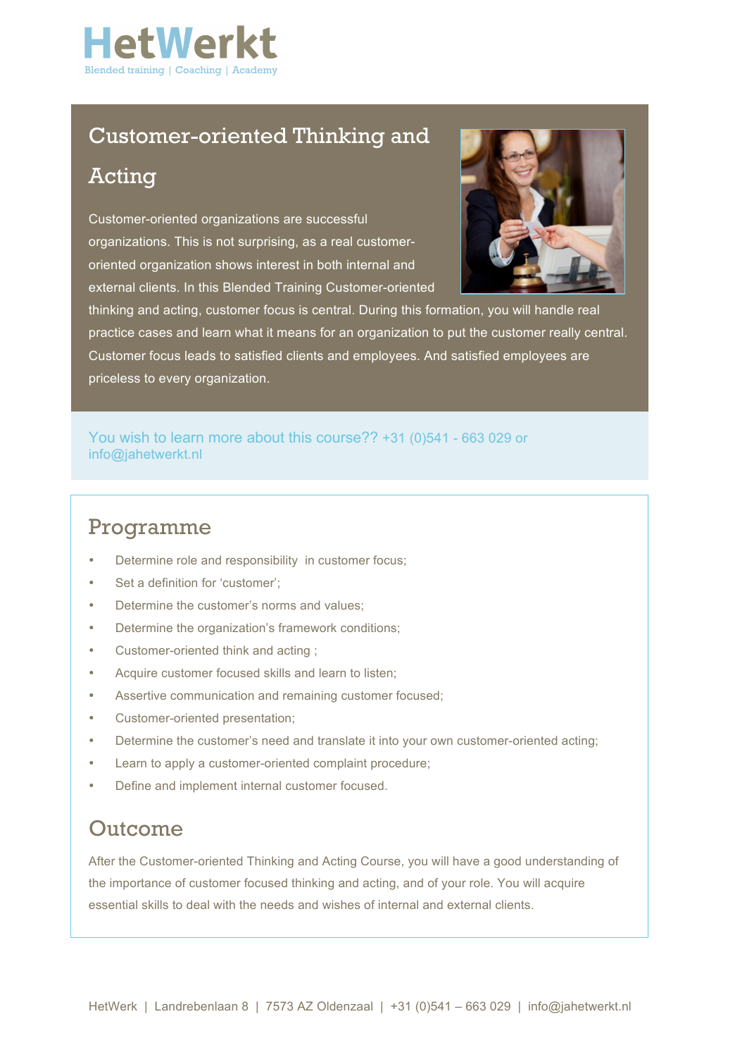HetWerkt

Blended training | Coaching | Academy

# Customer-oriented Thinking and Acting

Customer-oriented organizations are successful organizations. This is not surprising, as a real customer-oriented organization shows interest in both internal and external clients. In this Blended Training Customer-oriented thinking and acting, customer focus is central. During this formation, you will handle real practice cases and learn what it means for an organization to put the customer really central. Customer focus leads to satisfied clients and employees. And satisfied employees are priceless to every organization.

You wish to learn more about this course?? +31 (0)541 - 663 029 or info@jahetwerkt.nl

## Programme

- Determine role and responsibility in customer focus;
- Set a definition for 'customer';
- Determine the customer's norms and values;
- Determine the organization's framework conditions;
- Customer-oriented think and acting ;
- Acquire customer focused skills and learn to listen;
- Assertive communication and remaining customer focused;
- Customer-oriented presentation;
- Determine the customer's need and translate it into your own customer-oriented acting;
- Learn to apply a customer-oriented complaint procedure;
- Define and implement internal customer focused.

## Outcome

After the Customer-oriented Thinking and Acting Course, you will have a good understanding of the importance of customer focused thinking and acting, and of your role. You will acquire essential skills to deal with the needs and wishes of internal and external clients.

HetWerk | Landrebenlaan 8 | 7573 AZ Oldenzaal | +31 (0)541 – 663 029 | info@jahetwerkt.nl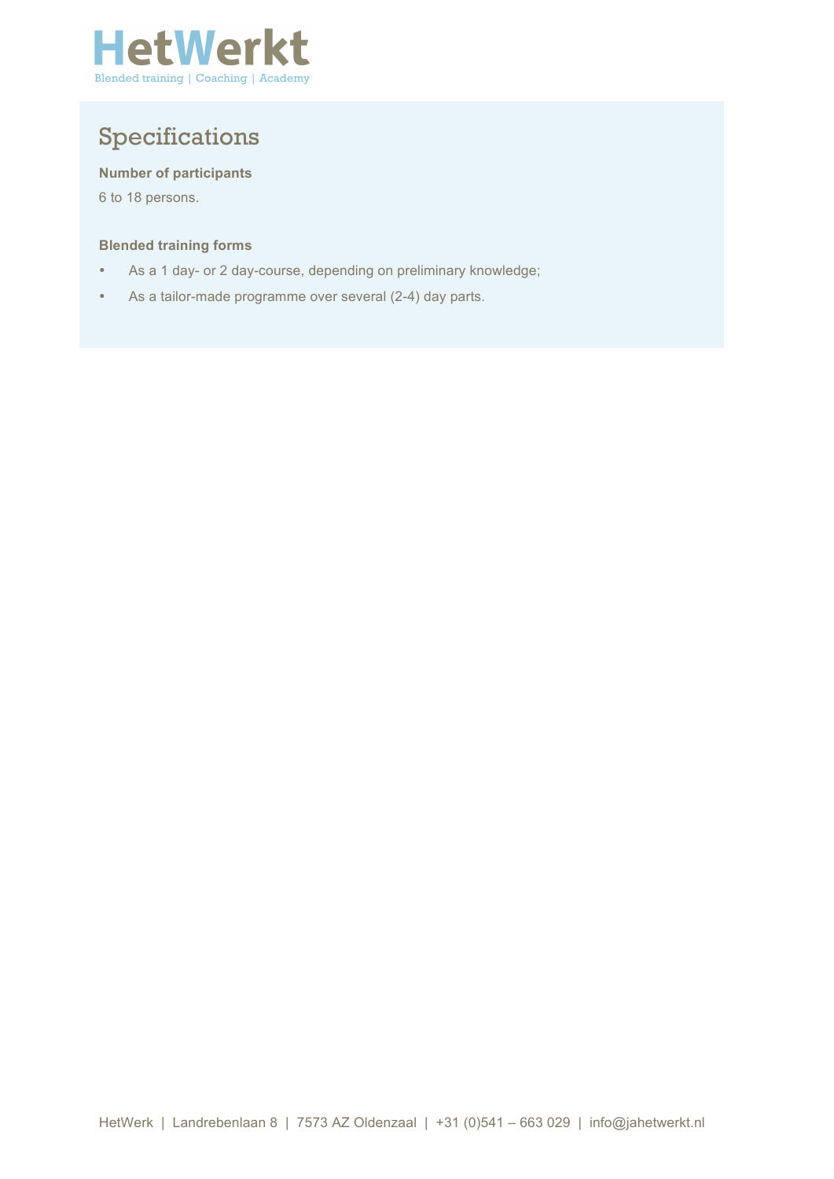## Specifications

**Number of participants**

6 to 18 persons.

**Blended training forms**

- As a 1 day- or 2 day-course, depending on preliminary knowledge;
- As a tailor-made programme over several (2-4) day parts.